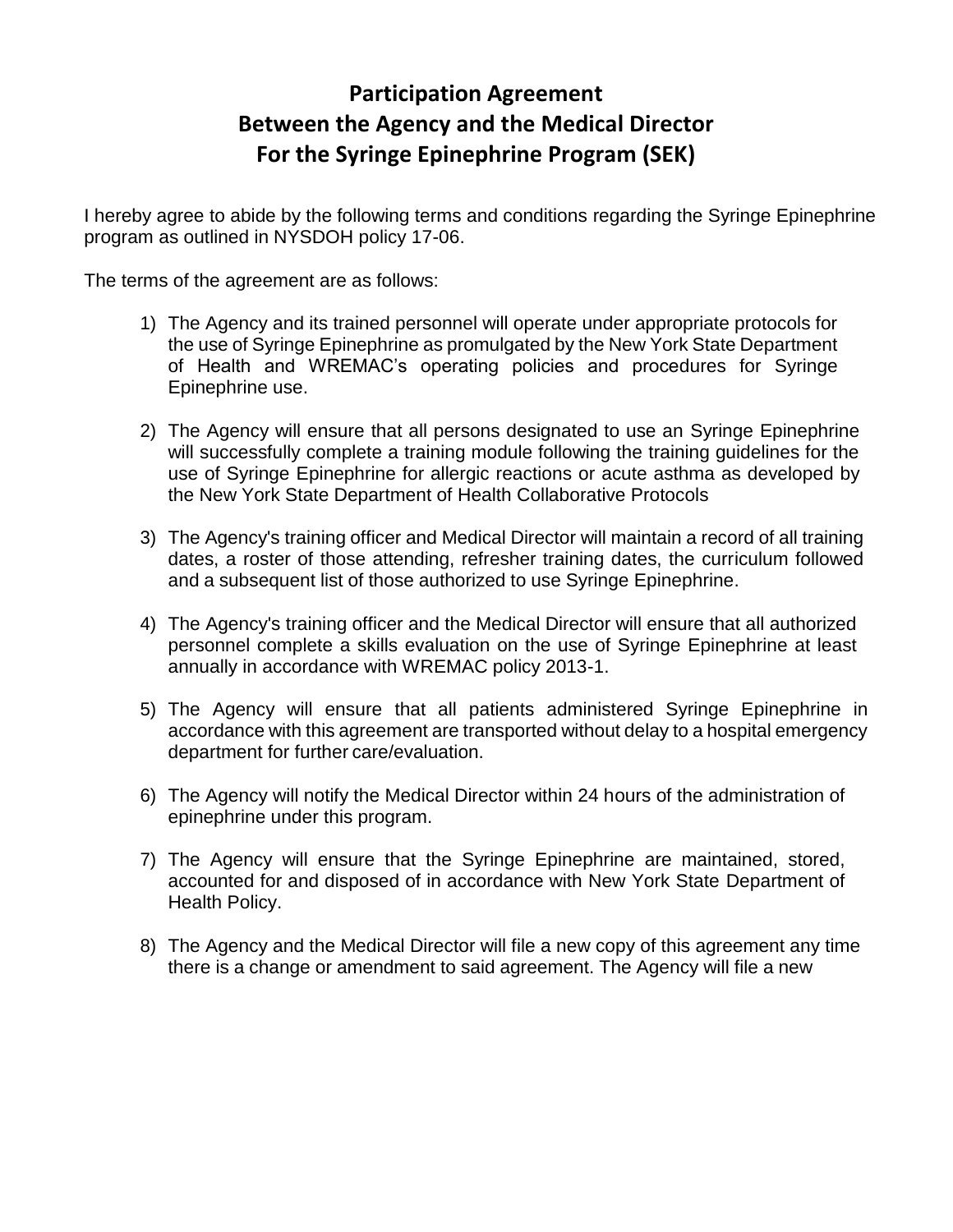# Participation Agreement
# Between the Agency and the Medical Director
# For the Syringe Epinephrine Program (SEK)

I hereby agree to abide by the following terms and conditions regarding the Syringe Epinephrine program as outlined in NYSDOH policy 17-06.

The terms of the agreement are as follows:

1) The Agency and its trained personnel will operate under appropriate protocols for the use of Syringe Epinephrine as promulgated by the New York State Department of Health and WREMAC's operating policies and procedures for Syringe Epinephrine use.

2) The Agency will ensure that all persons designated to use an Syringe Epinephrine will successfully complete a training module following the training guidelines for the use of Syringe Epinephrine for allergic reactions or acute asthma as developed by the New York State Department of Health Collaborative Protocols

3) The Agency's training officer and Medical Director will maintain a record of all training dates, a roster of those attending, refresher training dates, the curriculum followed and a subsequent list of those authorized to use Syringe Epinephrine.

4) The Agency's training officer and the Medical Director will ensure that all authorized personnel complete a skills evaluation on the use of Syringe Epinephrine at least annually in accordance with WREMAC policy 2013-1.

5) The Agency will ensure that all patients administered Syringe Epinephrine in accordance with this agreement are transported without delay to a hospital emergency department for further care/evaluation.

6) The Agency will notify the Medical Director within 24 hours of the administration of epinephrine under this program.

7) The Agency will ensure that the Syringe Epinephrine are maintained, stored, accounted for and disposed of in accordance with New York State Department of Health Policy.

8) The Agency and the Medical Director will file a new copy of this agreement any time there is a change or amendment to said agreement. The Agency will file a new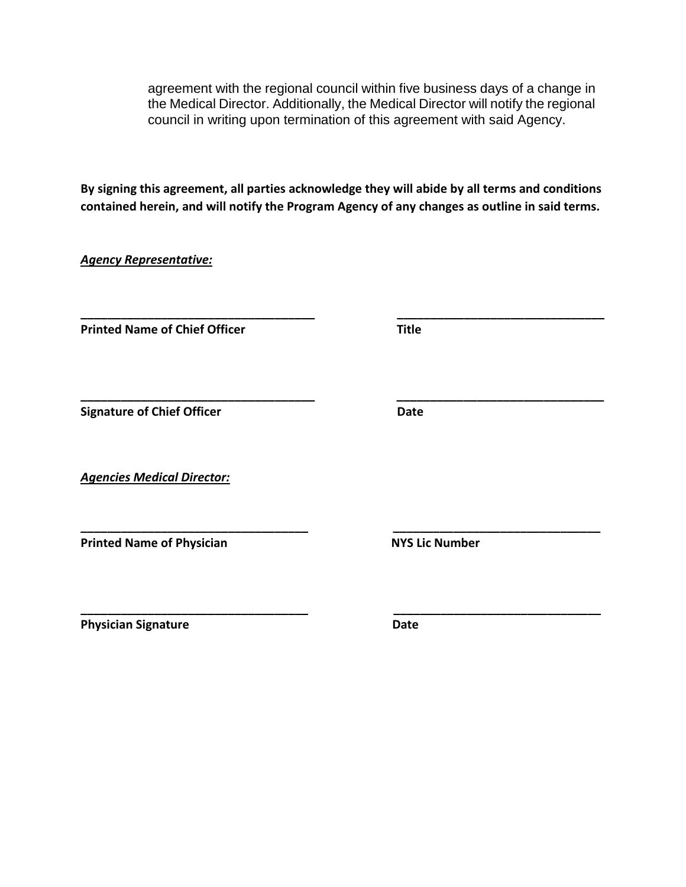agreement with the regional council within five business days of a change in the Medical Director. Additionally, the Medical Director will notify the regional council in writing upon termination of this agreement with said Agency.

**By signing this agreement, all parties acknowledge they will abide by all terms and conditions contained herein, and will notify the Program Agency of any changes as outline in said terms.**

***Agency Representative:***

| | |
|---|---|
| ___________________________________ | ______________________________ |
| **Printed Name of Chief Officer** | **Title** |
| ___________________________________ | ______________________________ |
| **Signature of Chief Officer** | **Date** |

***Agencies Medical Director:***

| | |
|---|---|
| ___________________________________ | ______________________________ |
| **Printed Name of Physician** | **NYS Lic Number** |
| ___________________________________ | ______________________________ |
| **Physician Signature** | **Date** |